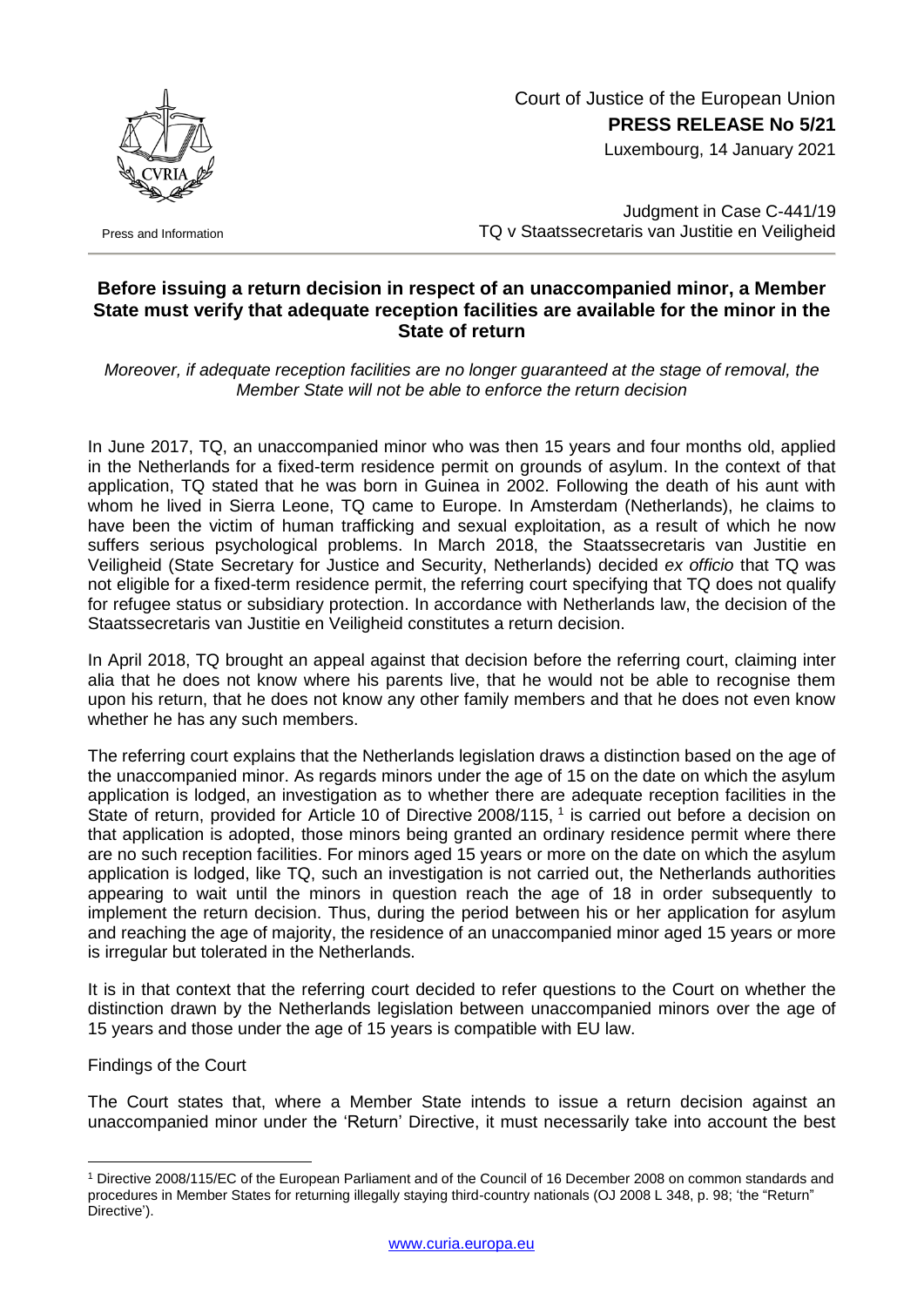Court of Justice of the European Union
**PRESS RELEASE No 5/21**
Luxembourg, 14 January 2021

Press and Information

Judgment in Case C-441/19
TQ v Staatssecretaris van Justitie en Veiligheid

## Before issuing a return decision in respect of an unaccompanied minor, a Member State must verify that adequate reception facilities are available for the minor in the State of return

*Moreover, if adequate reception facilities are no longer guaranteed at the stage of removal, the Member State will not be able to enforce the return decision*

In June 2017, TQ, an unaccompanied minor who was then 15 years and four months old, applied in the Netherlands for a fixed-term residence permit on grounds of asylum. In the context of that application, TQ stated that he was born in Guinea in 2002. Following the death of his aunt with whom he lived in Sierra Leone, TQ came to Europe. In Amsterdam (Netherlands), he claims to have been the victim of human trafficking and sexual exploitation, as a result of which he now suffers serious psychological problems. In March 2018, the Staatssecretaris van Justitie en Veiligheid (State Secretary for Justice and Security, Netherlands) decided *ex officio* that TQ was not eligible for a fixed-term residence permit, the referring court specifying that TQ does not qualify for refugee status or subsidiary protection. In accordance with Netherlands law, the decision of the Staatssecretaris van Justitie en Veiligheid constitutes a return decision.

In April 2018, TQ brought an appeal against that decision before the referring court, claiming inter alia that he does not know where his parents live, that he would not be able to recognise them upon his return, that he does not know any other family members and that he does not even know whether he has any such members.

The referring court explains that the Netherlands legislation draws a distinction based on the age of the unaccompanied minor. As regards minors under the age of 15 on the date on which the asylum application is lodged, an investigation as to whether there are adequate reception facilities in the State of return, provided for Article 10 of Directive 2008/115, [1] is carried out before a decision on that application is adopted, those minors being granted an ordinary residence permit where there are no such reception facilities. For minors aged 15 years or more on the date on which the asylum application is lodged, like TQ, such an investigation is not carried out, the Netherlands authorities appearing to wait until the minors in question reach the age of 18 in order subsequently to implement the return decision. Thus, during the period between his or her application for asylum and reaching the age of majority, the residence of an unaccompanied minor aged 15 years or more is irregular but tolerated in the Netherlands.

It is in that context that the referring court decided to refer questions to the Court on whether the distinction drawn by the Netherlands legislation between unaccompanied minors over the age of 15 years and those under the age of 15 years is compatible with EU law.

Findings of the Court

The Court states that, where a Member State intends to issue a return decision against an unaccompanied minor under the 'Return' Directive, it must necessarily take into account the best

[1] Directive 2008/115/EC of the European Parliament and of the Council of 16 December 2008 on common standards and procedures in Member States for returning illegally staying third-country nationals (OJ 2008 L 348, p. 98; 'the "Return" Directive').

www.curia.europa.eu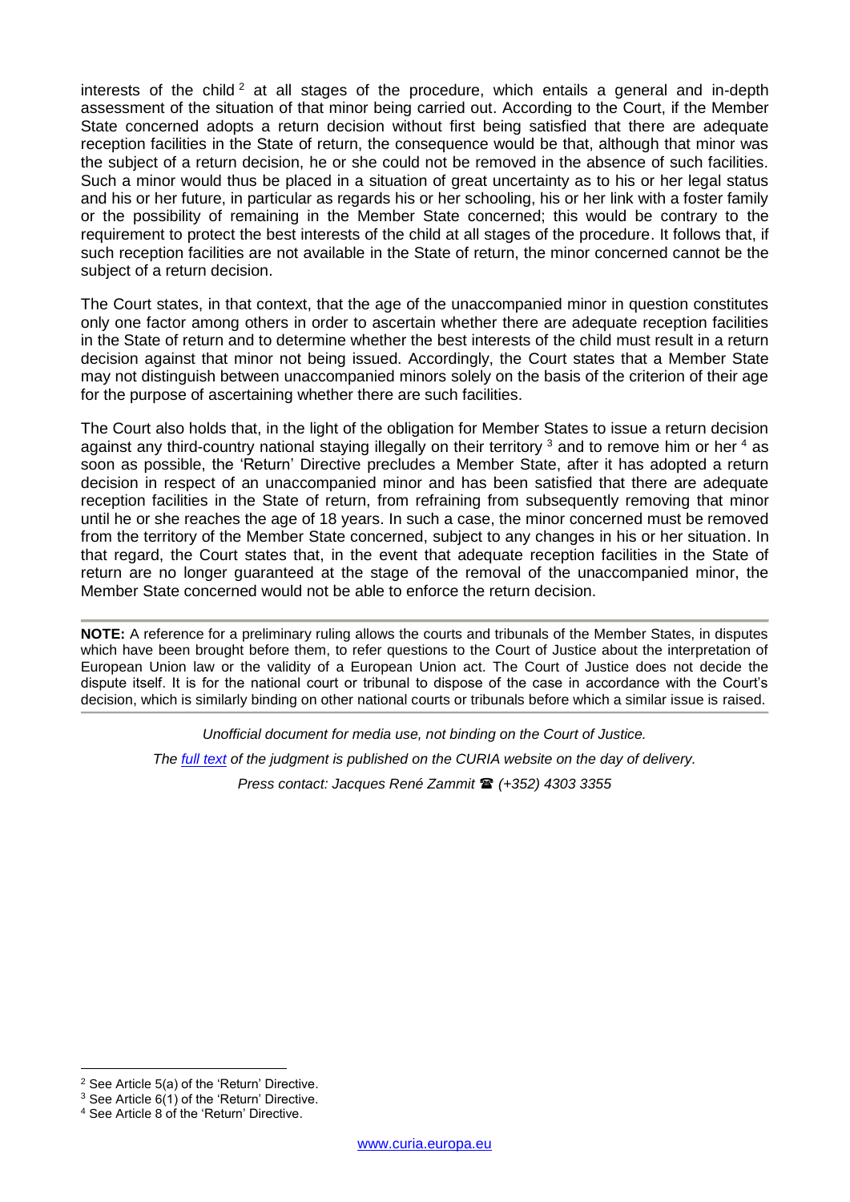interests of the child [2] at all stages of the procedure, which entails a general and in-depth assessment of the situation of that minor being carried out. According to the Court, if the Member State concerned adopts a return decision without first being satisfied that there are adequate reception facilities in the State of return, the consequence would be that, although that minor was the subject of a return decision, he or she could not be removed in the absence of such facilities. Such a minor would thus be placed in a situation of great uncertainty as to his or her legal status and his or her future, in particular as regards his or her schooling, his or her link with a foster family or the possibility of remaining in the Member State concerned; this would be contrary to the requirement to protect the best interests of the child at all stages of the procedure. It follows that, if such reception facilities are not available in the State of return, the minor concerned cannot be the subject of a return decision.

The Court states, in that context, that the age of the unaccompanied minor in question constitutes only one factor among others in order to ascertain whether there are adequate reception facilities in the State of return and to determine whether the best interests of the child must result in a return decision against that minor not being issued. Accordingly, the Court states that a Member State may not distinguish between unaccompanied minors solely on the basis of the criterion of their age for the purpose of ascertaining whether there are such facilities.

The Court also holds that, in the light of the obligation for Member States to issue a return decision against any third-country national staying illegally on their territory [3] and to remove him or her [4] as soon as possible, the 'Return' Directive precludes a Member State, after it has adopted a return decision in respect of an unaccompanied minor and has been satisfied that there are adequate reception facilities in the State of return, from refraining from subsequently removing that minor until he or she reaches the age of 18 years. In such a case, the minor concerned must be removed from the territory of the Member State concerned, subject to any changes in his or her situation. In that regard, the Court states that, in the event that adequate reception facilities in the State of return are no longer guaranteed at the stage of the removal of the unaccompanied minor, the Member State concerned would not be able to enforce the return decision.

---

**NOTE:** A reference for a preliminary ruling allows the courts and tribunals of the Member States, in disputes which have been brought before them, to refer questions to the Court of Justice about the interpretation of European Union law or the validity of a European Union act. The Court of Justice does not decide the dispute itself. It is for the national court or tribunal to dispose of the case in accordance with the Court's decision, which is similarly binding on other national courts or tribunals before which a similar issue is raised.

---

*Unofficial document for media use, not binding on the Court of Justice.*

*The full text of the judgment is published on the CURIA website on the day of delivery.*

*Press contact: Jacques René Zammit ☎ (+352) 4303 3355*

[2] See Article 5(a) of the 'Return' Directive.

[3] See Article 6(1) of the 'Return' Directive.

[4] See Article 8 of the 'Return' Directive.